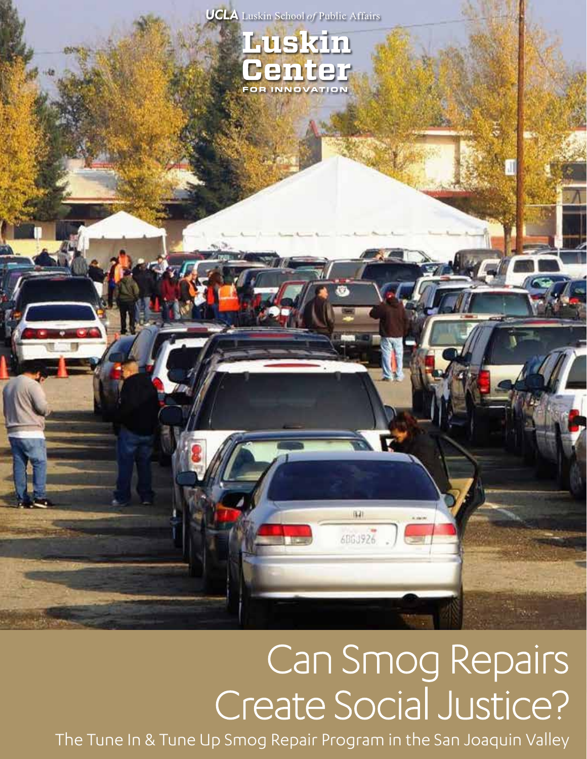UCLA Luskin School of Public Affairs

Luskin Center

FOR INNOVATION

# Can Smog Repairs Create Social Justice?

The Tune In & Tune Up Smog Repair Program in the San Joaquin Valley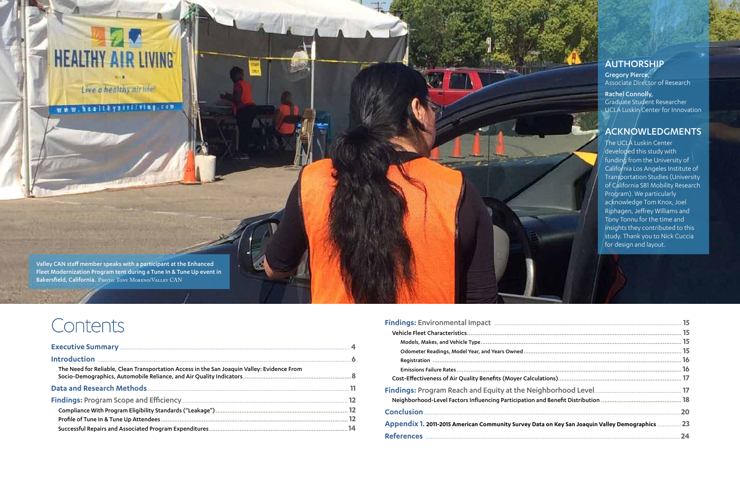Valley CAN staff member speaks with a participant at the Enhanced Fleet Modernization Program tent during a Tune In & Tune Up event in Bakersfield, California. PHOTO: TONY MORENO/VALLEY CAN

## AUTHORSHIP

**Gregory Pierce,**
Associate Director of Research

**Rachel Connolly,**
Graduate Student Researcher
UCLA Luskin Center for Innovation

## ACKNOWLEDGMENTS

The UCLA Luskin Center developed this study with funding from the University of California Los Angeles Institute of Transportation Studies (University of California SB1 Mobility Research Program). We particularly acknowledge Tom Knox, Joel Riphagen, Jeffrey Williams and Tony Tonnu for the time and insights they contributed to this study. Thank you to Nick Cuccia for design and layout.

# Contents

- **Executive Summary** ... 4
- **Introduction** ... 6
  - The Need for Reliable, Clean Transportation Access in the San Joaquin Valley: Evidence From Socio-Demographics, Automobile Reliance, and Air Quality Indicators ... 8
- **Data and Research Methods** ... 11
- **Findings:** Program Scope and Efficiency ... 12
  - Compliance With Program Eligibility Standards ("Leakage") ... 12
  - Profile of Tune In & Tune Up Attendees ... 12
  - Successful Repairs and Associated Program Expenditures ... 14
- **Findings:** Environmental Impact ... 15
  - Vehicle Fleet Characteristics ... 15
    - Models, Makes, and Vehicle Type ... 15
    - Odometer Readings, Model Year, and Years Owned ... 15
    - Registration ... 16
    - Emissions Failure Rates ... 16
  - Cost-Effectiveness of Air Quality Benefits (Moyer Calculations) ... 17
- **Findings:** Program Reach and Equity at the Neighborhood Level ... 17
  - Neighborhood-Level Factors Influencing Participation and Benefit Distribution ... 18
- **Conclusion** ... 20
- **Appendix 1.** 2011-2015 American Community Survey Data on Key San Joaquin Valley Demographics ... 23
- **References** ... 24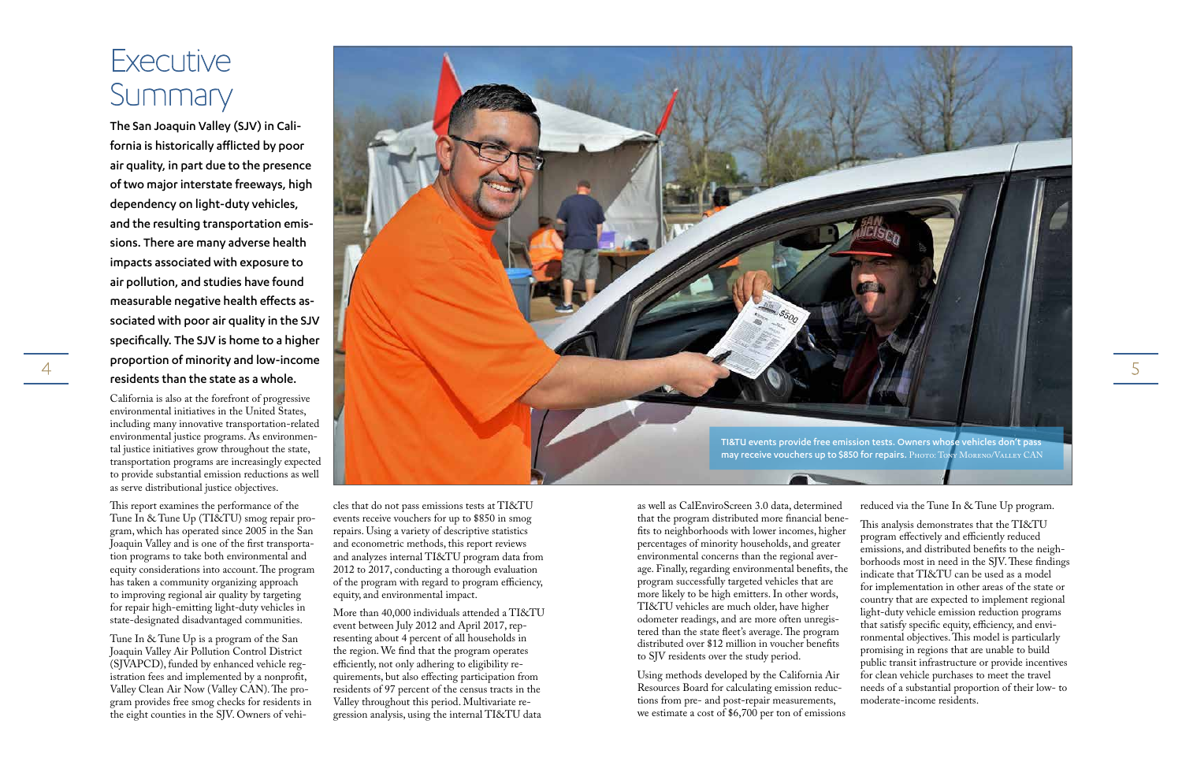# Executive Summary

**The San Joaquin Valley (SJV) in California is historically afflicted by poor air quality, in part due to the presence of two major interstate freeways, high dependency on light-duty vehicles, and the resulting transportation emissions. There are many adverse health impacts associated with exposure to air pollution, and studies have found measurable negative health effects associated with poor air quality in the SJV specifically. The SJV is home to a higher proportion of minority and low-income residents than the state as a whole.**

California is also at the forefront of progressive environmental initiatives in the United States, including many innovative transportation-related environmental justice programs. As environmental justice initiatives grow throughout the state, transportation programs are increasingly expected to provide substantial emission reductions as well as serve distributional justice objectives.

This report examines the performance of the Tune In & Tune Up (TI&TU) smog repair program, which has operated since 2005 in the San Joaquin Valley and is one of the first transportation programs to take both environmental and equity considerations into account. The program has taken a community organizing approach to improving regional air quality by targeting for repair high-emitting light-duty vehicles in state-designated disadvantaged communities.

Tune In & Tune Up is a program of the San Joaquin Valley Air Pollution Control District (SJVAPCD), funded by enhanced vehicle registration fees and implemented by a nonprofit, Valley Clean Air Now (Valley CAN). The program provides free smog checks for residents in the eight counties in the SJV. Owners of vehicles that do not pass emissions tests at TI&TU events receive vouchers for up to $850 in smog repairs. Using a variety of descriptive statistics and econometric methods, this report reviews and analyzes internal TI&TU program data from 2012 to 2017, conducting a thorough evaluation of the program with regard to program efficiency, equity, and environmental impact.

More than 40,000 individuals attended a TI&TU event between July 2012 and April 2017, representing about 4 percent of all households in the region. We find that the program operates efficiently, not only adhering to eligibility requirements, but also effecting participation from residents of 97 percent of the census tracts in the Valley throughout this period. Multivariate regression analysis, using the internal TI&TU data as well as CalEnviroScreen 3.0 data, determined that the program distributed more financial benefits to neighborhoods with lower incomes, higher percentages of minority households, and greater environmental concerns than the regional average. Finally, regarding environmental benefits, the program successfully targeted vehicles that are more likely to be high emitters. In other words, TI&TU vehicles are much older, have higher odometer readings, and are more often unregistered than the state fleet's average. The program distributed over $12 million in voucher benefits to SJV residents over the study period.

Using methods developed by the California Air Resources Board for calculating emission reductions from pre- and post-repair measurements, we estimate a cost of $6,700 per ton of emissions reduced via the Tune In & Tune Up program.

This analysis demonstrates that the TI&TU program effectively and efficiently reduced emissions, and distributed benefits to the neighborhoods most in need in the SJV. These findings indicate that TI&TU can be used as a model for implementation in other areas of the state or country that are expected to implement regional light-duty vehicle emission reduction programs that satisfy specific equity, efficiency, and environmental objectives. This model is particularly promising in regions that are unable to build public transit infrastructure or provide incentives for clean vehicle purchases to meet the travel needs of a substantial proportion of their low- to moderate-income residents.

TI&TU events provide free emission tests. Owners whose vehicles don't pass may receive vouchers up to $850 for repairs. Photo: Tony Moreno/Valley CAN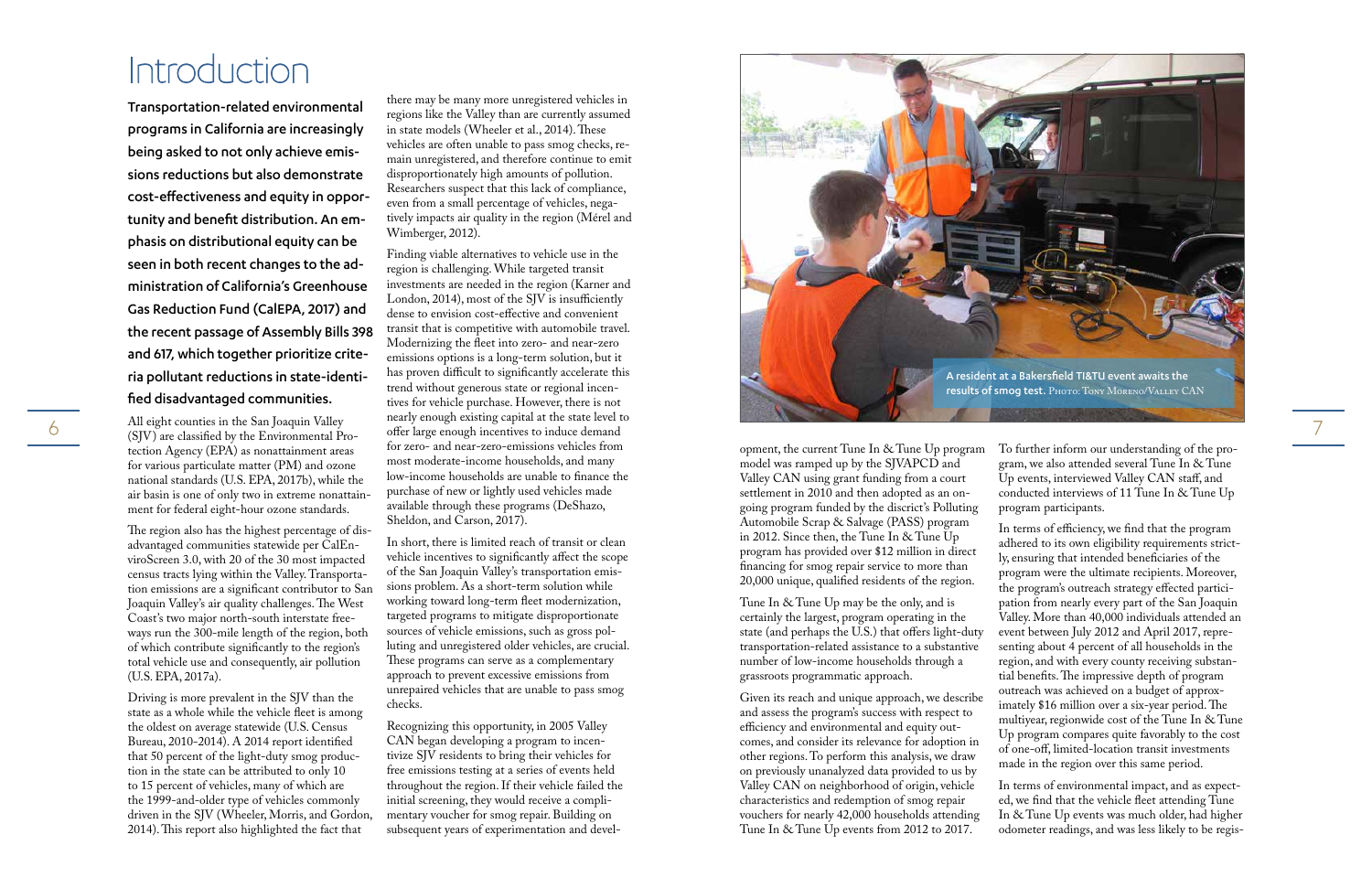# Introduction

**Transportation-related environmental programs in California are increasingly being asked to not only achieve emissions reductions but also demonstrate cost-effectiveness and equity in opportunity and benefit distribution. An emphasis on distributional equity can be seen in both recent changes to the administration of California's Greenhouse Gas Reduction Fund (CalEPA, 2017) and the recent passage of Assembly Bills 398 and 617, which together prioritize criteria pollutant reductions in state-identified disadvantaged communities.**

All eight counties in the San Joaquin Valley (SJV) are classified by the Environmental Protection Agency (EPA) as nonattainment areas for various particulate matter (PM) and ozone national standards (U.S. EPA, 2017b), while the air basin is one of only two in extreme nonattainment for federal eight-hour ozone standards.

The region also has the highest percentage of disadvantaged communities statewide per CalEnviroScreen 3.0, with 20 of the 30 most impacted census tracts lying within the Valley. Transportation emissions are a significant contributor to San Joaquin Valley's air quality challenges. The West Coast's two major north-south interstate freeways run the 300-mile length of the region, both of which contribute significantly to the region's total vehicle use and consequently, air pollution (U.S. EPA, 2017a).

Driving is more prevalent in the SJV than the state as a whole while the vehicle fleet is among the oldest on average statewide (U.S. Census Bureau, 2010-2014). A 2014 report identified that 50 percent of the light-duty smog production in the state can be attributed to only 10 to 15 percent of vehicles, many of which are the 1999-and-older type of vehicles commonly driven in the SJV (Wheeler, Morris, and Gordon, 2014). This report also highlighted the fact that there may be many more unregistered vehicles in regions like the Valley than are currently assumed in state models (Wheeler et al., 2014). These vehicles are often unable to pass smog checks, remain unregistered, and therefore continue to emit disproportionately high amounts of pollution. Researchers suspect that this lack of compliance, even from a small percentage of vehicles, negatively impacts air quality in the region (Mérel and Wimberger, 2012).

Finding viable alternatives to vehicle use in the region is challenging. While targeted transit investments are needed in the region (Karner and London, 2014), most of the SJV is insufficiently dense to envision cost-effective and convenient transit that is competitive with automobile travel. Modernizing the fleet into zero- and near-zero emissions options is a long-term solution, but it has proven difficult to significantly accelerate this trend without generous state or regional incentives for vehicle purchase. However, there is not nearly enough existing capital at the state level to offer large enough incentives to induce demand for zero- and near-zero-emissions vehicles from most moderate-income households, and many low-income households are unable to finance the purchase of new or lightly used vehicles made available through these programs (DeShazo, Sheldon, and Carson, 2017).

In short, there is limited reach of transit or clean vehicle incentives to significantly affect the scope of the San Joaquin Valley's transportation emissions problem. As a short-term solution while working toward long-term fleet modernization, targeted programs to mitigate disproportionate sources of vehicle emissions, such as gross polluting and unregistered older vehicles, are crucial. These programs can serve as a complementary approach to prevent excessive emissions from unrepaired vehicles that are unable to pass smog checks.

Recognizing this opportunity, in 2005 Valley CAN began developing a program to incentivize SJV residents to bring their vehicles for free emissions testing at a series of events held throughout the region. If their vehicle failed the initial screening, they would receive a complimentary voucher for smog repair. Building on subsequent years of experimentation and development, the current Tune In & Tune Up program model was ramped up by the SJVAPCD and Valley CAN using grant funding from a court settlement in 2010 and then adopted as an ongoing program funded by the discrict's Polluting Automobile Scrap & Salvage (PASS) program in 2012. Since then, the Tune In & Tune Up program has provided over $12 million in direct financing for smog repair service to more than 20,000 unique, qualified residents of the region.

A resident at a Bakersfield TI&TU event awaits the results of smog test. Photo: Tony Moreno/Valley CAN

Tune In & Tune Up may be the only, and is certainly the largest, program operating in the state (and perhaps the U.S.) that offers light-duty transportation-related assistance to a substantive number of low-income households through a grassroots programmatic approach.

Given its reach and unique approach, we describe and assess the program's success with respect to efficiency and environmental and equity outcomes, and consider its relevance for adoption in other regions. To perform this analysis, we draw on previously unanalyzed data provided to us by Valley CAN on neighborhood of origin, vehicle characteristics and redemption of smog repair vouchers for nearly 42,000 households attending Tune In & Tune Up events from 2012 to 2017.

To further inform our understanding of the program, we also attended several Tune In & Tune Up events, interviewed Valley CAN staff, and conducted interviews of 11 Tune In & Tune Up program participants.

In terms of efficiency, we find that the program adhered to its own eligibility requirements strictly, ensuring that intended beneficiaries of the program were the ultimate recipients. Moreover, the program's outreach strategy effected participation from nearly every part of the San Joaquin Valley. More than 40,000 individuals attended an event between July 2012 and April 2017, representing about 4 percent of all households in the region, and with every county receiving substantial benefits. The impressive depth of program outreach was achieved on a budget of approximately $16 million over a six-year period. The multiyear, regionwide cost of the Tune In & Tune Up program compares quite favorably to the cost of one-off, limited-location transit investments made in the region over this same period.

In terms of environmental impact, and as expected, we find that the vehicle fleet attending Tune In & Tune Up events was much older, had higher odometer readings, and was less likely to be regis-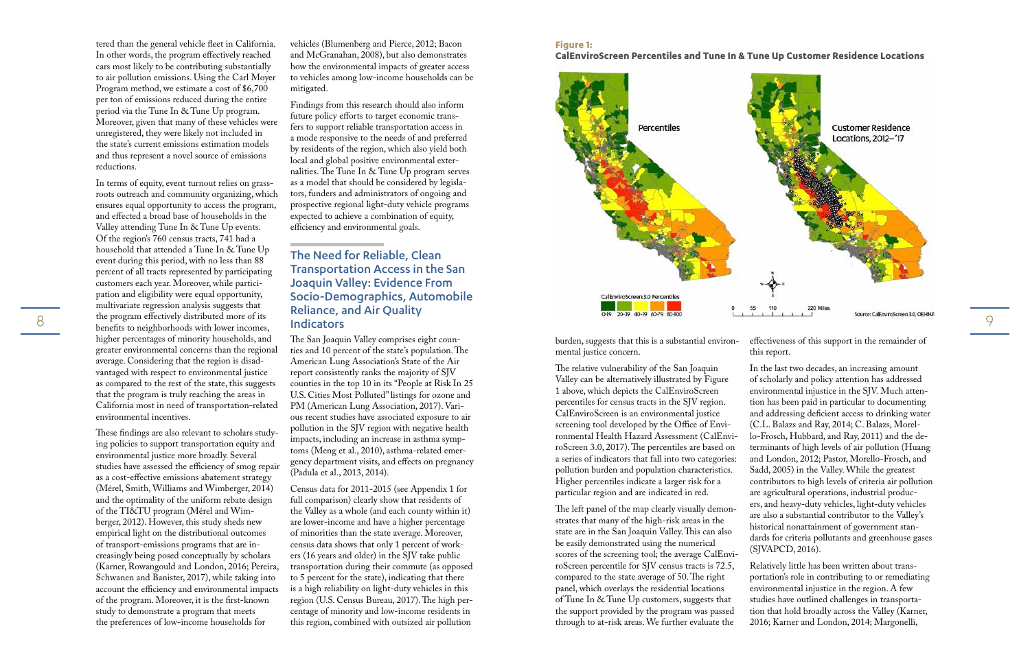tered than the general vehicle fleet in California. In other words, the program effectively reached cars most likely to be contributing substantially to air pollution emissions. Using the Carl Moyer Program method, we estimate a cost of $6,700 per ton of emissions reduced during the entire period via the Tune In & Tune Up program. Moreover, given that many of these vehicles were unregistered, they were likely not included in the state's current emissions estimation models and thus represent a novel source of emissions reductions.

In terms of equity, event turnout relies on grassroots outreach and community organizing, which ensures equal opportunity to access the program, and effected a broad base of households in the Valley attending Tune In & Tune Up events. Of the region's 760 census tracts, 741 had a household that attended a Tune In & Tune Up event during this period, with no less than 88 percent of all tracts represented by participating customers each year. Moreover, while participation and eligibility were equal opportunity, multivariate regression analysis suggests that the program effectively distributed more of its benefits to neighborhoods with lower incomes, higher percentages of minority households, and greater environmental concerns than the regional average. Considering that the region is disadvantaged with respect to environmental justice as compared to the rest of the state, this suggests that the program is truly reaching the areas in California most in need of transportation-related environmental incentives.

These findings are also relevant to scholars studying policies to support transportation equity and environmental justice more broadly. Several studies have assessed the efficiency of smog repair as a cost-effective emissions abatement strategy (Mérel, Smith, Williams and Wimberger, 2014) and the optimality of the uniform rebate design of the TI&TU program (Mérel and Wimberger, 2012). However, this study sheds new empirical light on the distributional outcomes of transport-emissions programs that are increasingly being posed conceptually by scholars (Karner, Rowangould and London, 2016; Pereira, Schwanen and Banister, 2017), while taking into account the efficiency and environmental impacts of the program. Moreover, it is the first-known study to demonstrate a program that meets the preferences of low-income households for vehicles (Blumenberg and Pierce, 2012; Bacon and McGranahan, 2008), but also demonstrates how the environmental impacts of greater access to vehicles among low-income households can be mitigated.

Findings from this research should also inform future policy efforts to target economic transfers to support reliable transportation access in a mode responsive to the needs of and preferred by residents of the region, which also yield both local and global positive environmental externalities. The Tune In & Tune Up program serves as a model that should be considered by legislators, funders and administrators of ongoing and prospective regional light-duty vehicle programs expected to achieve a combination of equity, efficiency and environmental goals.

## The Need for Reliable, Clean Transportation Access in the San Joaquin Valley: Evidence From Socio-Demographics, Automobile Reliance, and Air Quality Indicators

The San Joaquin Valley comprises eight counties and 10 percent of the state's population. The American Lung Association's State of the Air report consistently ranks the majority of SJV counties in the top 10 in its "People at Risk In 25 U.S. Cities Most Polluted" listings for ozone and PM (American Lung Association, 2017). Various recent studies have associated exposure to air pollution in the SJV region with negative health impacts, including an increase in asthma symptoms (Meng et al., 2010), asthma-related emergency department visits, and effects on pregnancy (Padula et al., 2013, 2014).

Census data for 2011-2015 (see Appendix 1 for full comparison) clearly show that residents of the Valley as a whole (and each county within it) are lower-income and have a higher percentage of minorities than the state average. Moreover, census data shows that only 1 percent of workers (16 years and older) in the SJV take public transportation during their commute (as opposed to 5 percent for the state), indicating that there is a high reliability on light-duty vehicles in this region (U.S. Census Bureau, 2017). The high percentage of minority and low-income residents in this region, combined with outsized air pollution burden, suggests that this is a substantial environmental justice concern.

**Figure 1:**
**CalEnviroScreen Percentiles and Tune In & Tune Up Customer Residence Locations**

Percentiles | Customer Residence Locations, 2012–'17

CalEnviroScreen 3.0 Percentiles: 0-19, 20-39, 40-59, 60-79, 80-100

0, 55, 110, 220 Miles

Source: CalEnviroScreen 3.0, OEHHA

The relative vulnerability of the San Joaquin Valley can be alternatively illustrated by Figure 1 above, which depicts the CalEnviroScreen percentiles for census tracts in the SJV region. CalEnviroScreen is an environmental justice screening tool developed by the Office of Environmental Health Hazard Assessment (CalEnviroScreen 3.0, 2017). The percentiles are based on a series of indicators that fall into two categories: pollution burden and population characteristics. Higher percentiles indicate a larger risk for a particular region and are indicated in red.

The left panel of the map clearly visually demonstrates that many of the high-risk areas in the state are in the San Joaquin Valley. This can also be easily demonstrated using the numerical scores of the screening tool; the average CalEnviroScreen percentile for SJV census tracts is 72.5, compared to the state average of 50. The right panel, which overlays the residential locations of Tune In & Tune Up customers, suggests that the support provided by the program was passed through to at-risk areas. We further evaluate the effectiveness of this support in the remainder of this report.

In the last two decades, an increasing amount of scholarly and policy attention has addressed environmental injustice in the SJV. Much attention has been paid in particular to documenting and addressing deficient access to drinking water (C.L. Balazs and Ray, 2014; C. Balazs, Morello-Frosch, Hubbard, and Ray, 2011) and the determinants of high levels of air pollution (Huang and London, 2012; Pastor, Morello-Frosch, and Sadd, 2005) in the Valley. While the greatest contributors to high levels of criteria air pollution are agricultural operations, industrial producers, and heavy-duty vehicles, light-duty vehicles are also a substantial contributor to the Valley's historical nonattainment of government standards for criteria pollutants and greenhouse gases (SJVAPCD, 2016).

Relatively little has been written about transportation's role in contributing to or remediating environmental injustice in the region. A few studies have outlined challenges in transportation that hold broadly across the Valley (Karner, 2016; Karner and London, 2014; Margonelli,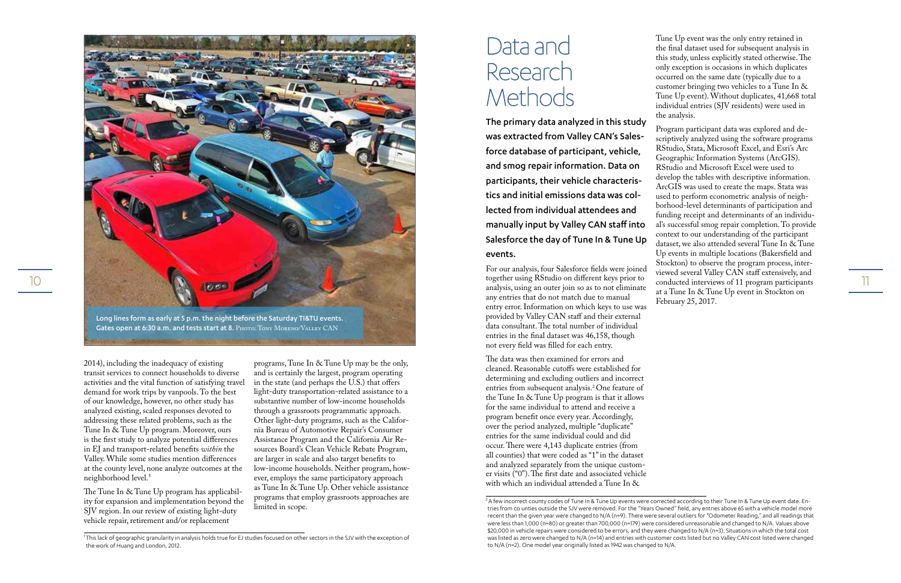Long lines form as early as 5 p.m. the night before the Saturday TI&TU events. Gates open at 6:30 a.m. and tests start at 8. Photo: Tony Moreno/Valley CAN

2014), including the inadequacy of existing transit services to connect households to diverse activities and the vital function of satisfying travel demand for work trips by vanpools. To the best of our knowledge, however, no other study has analyzed existing, scaled responses devoted to addressing these related problems, such as the Tune In & Tune Up program. Moreover, ours is the first study to analyze potential differences in EJ and transport-related benefits *within* the Valley. While some studies mention differences at the county level, none analyze outcomes at the neighborhood level.[1]

The Tune In & Tune Up program has applicability for expansion and implementation beyond the SJV region. In our review of existing light-duty vehicle repair, retirement and/or replacement programs, Tune In & Tune Up may be the only, and is certainly the largest, program operating in the state (and perhaps the U.S.) that offers light-duty transportation-related assistance to a substantive number of low-income households through a grassroots programmatic approach. Other light-duty programs, such as the California Bureau of Automotive Repair's Consumer Assistance Program and the California Air Resources Board's Clean Vehicle Rebate Program, are larger in scale and also target benefits to low-income households. Neither program, however, employs the same participatory approach as Tune In & Tune Up. Other vehicle assistance programs that employ grassroots approaches are limited in scope.

[1] This lack of geographic granularity in analysis holds true for EJ studies focused on other sectors in the SJV with the exception of the work of Huang and London, 2012.

# Data and Research Methods

**The primary data analyzed in this study was extracted from Valley CAN's Salesforce database of participant, vehicle, and smog repair information. Data on participants, their vehicle characteristics and initial emissions data was collected from individual attendees and manually input by Valley CAN staff into Salesforce the day of Tune In & Tune Up events.**

For our analysis, four Salesforce fields were joined together using RStudio on different keys prior to analysis, using an outer join so as to not eliminate any entries that do not match due to manual entry error. Information on which keys to use was provided by Valley CAN staff and their external data consultant. The total number of individual entries in the final dataset was 46,158, though not every field was filled for each entry.

The data was then examined for errors and cleaned. Reasonable cutoffs were established for determining and excluding outliers and incorrect entries from subsequent analysis.[2] One feature of the Tune In & Tune Up program is that it allows for the same individual to attend and receive a program benefit once every year. Accordingly, over the period analyzed, multiple "duplicate" entries for the same individual could and did occur. There were 4,143 duplicate entries (from all counties) that were coded as "1" in the dataset and analyzed separately from the unique customer visits ("0"). The first date and associated vehicle with which an individual attended a Tune In & Tune Up event was the only entry retained in the final dataset used for subsequent analysis in this study, unless explicitly stated otherwise. The only exception is occasions in which duplicates occurred on the same date (typically due to a customer bringing two vehicles to a Tune In & Tune Up event). Without duplicates, 41,668 total individual entries (SJV residents) were used in the analysis.

Program participant data was explored and descriptively analyzed using the software programs RStudio, Stata, Microsoft Excel, and Esri's Arc Geographic Information Systems (ArcGIS). RStudio and Microsoft Excel were used to develop the tables with descriptive information. ArcGIS was used to create the maps. Stata was used to perform econometric analysis of neighborhood-level determinants of participation and funding receipt and determinants of an individual's successful smog repair completion. To provide context to our understanding of the participant dataset, we also attended several Tune In & Tune Up events in multiple locations (Bakersfield and Stockton) to observe the program process, interviewed several Valley CAN staff extensively, and conducted interviews of 11 program participants at a Tune In & Tune Up event in Stockton on February 25, 2017.

[2] A few incorrect county codes of Tune In & Tune Up events were corrected according to their Tune In & Tune Up event date. Entries from co unties outside the SJV were removed. For the "Years Owned" field, any entries above 65 with a vehicle model more recent than the given year were changed to N/A (n=9). There were several outliers for "Odometer Reading," and all readings that were less than 1,000 (n=80) or greater than 700,000 (n=179) were considered unreasonable and changed to N/A. Values above $20,000 in vehicle repairs were considered to be errors, and they were changed to N/A (n=3). Situations in which the total cost was listed as zero were changed to N/A (n=14) and entries with customer costs listed but no Valley CAN cost listed were changed to N/A (n=2). One model year originally listed as 1942 was changed to N/A.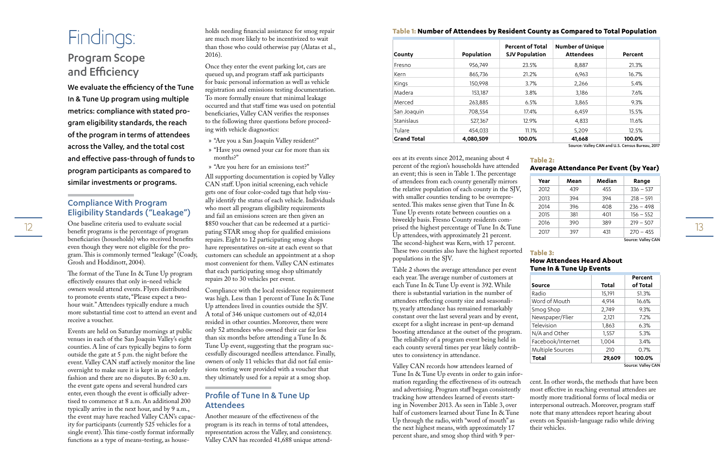# Findings:

## Program Scope and Efficiency

**We evaluate the efficiency of the Tune In & Tune Up program using multiple metrics: compliance with stated program eligibility standards, the reach of the program in terms of attendees across the Valley, and the total cost and effective pass-through of funds to program participants as compared to similar investments or programs.**

### Compliance With Program Eligibility Standards ("Leakage")

One baseline criteria used to evaluate social benefit programs is the percentage of program beneficiaries (households) who received benefits even though they were not eligible for the program. This is commonly termed "leakage" (Coady, Grosh and Hoddinott, 2004).

The format of the Tune In & Tune Up program effectively ensures that only in-need vehicle owners would attend events. Flyers distributed to promote events state, "Please expect a two-hour wait." Attendees typically endure a much more substantial time cost to attend an event and receive a voucher.

Events are held on Saturday mornings at public venues in each of the San Joaquin Valley's eight counties. A line of cars typically begins to form outside the gate at 5 p.m. the night before the event. Valley CAN staff actively monitor the line overnight to make sure it is kept in an orderly fashion and there are no disputes. By 6:30 a.m. the event gate opens and several hundred cars enter, even though the event is officially advertised to commence at 8 a.m. An additional 200 typically arrive in the next hour, and by 9 a.m., the event may have reached Valley CAN's capacity for participants (currently 525 vehicles for a single event). This time-costly format informally functions as a type of means-testing, as households needing financial assistance for smog repair are much more likely to be incentivized to wait than those who could otherwise pay (Alatas et al., 2016).

Once they enter the event parking lot, cars are queued up, and program staff ask participants for basic personal information as well as vehicle registration and emissions testing documentation. To more formally ensure that minimal leakage occurred and that staff time was used on potential beneficiaries, Valley CAN verifies the responses to the following three questions before proceeding with vehicle diagnostics:

- "Are you a San Joaquin Valley resident?"
- "Have you owned your car for more than six months?"
- "Are you here for an emissions test?"

All supporting documentation is copied by Valley CAN staff. Upon initial screening, each vehicle gets one of four color-coded tags that help visually identify the status of each vehicle. Individuals who meet all program eligibility requirements and fail an emissions screen are then given an $850 voucher that can be redeemed at a participating STAR smog shop for qualified emissions repairs. Eight to 12 participating smog shops have representatives on-site at each event so that customers can schedule an appointment at a shop most convenient for them. Valley CAN estimates that each participating smog shop ultimately repairs 20 to 30 vehicles per event.

Compliance with the local residence requirement was high. Less than 1 percent of Tune In & Tune Up attendees lived in counties outside the SJV. A total of 346 unique customers out of 42,014 resided in other counties. Moreover, there were only 52 attendees who owned their car for less than six months before attending a Tune In & Tune Up event, suggesting that the program successfully discouraged needless attendance. Finally, owners of only 11 vehicles that did not fail emissions testing were provided with a voucher that they ultimately used for a repair at a smog shop.

### Profile of Tune In & Tune Up Attendees

Another measure of the effectiveness of the program is its reach in terms of total attendees, representation across the Valley, and consistency. Valley CAN has recorded 41,688 unique attendees at its events since 2012, meaning about 4 percent of the region's households have attended an event; this is seen in Table 1. The percentage of attendees from each county generally mirrors the relative population of each county in the SJV, with smaller counties tending to be overrepresented. This makes sense given that Tune In & Tune Up events rotate between counties on a biweekly basis. Fresno County residents comprised the highest percentage of Tune In & Tune Up attendees, with approximately 21 percent. The second-highest was Kern, with 17 percent. These two counties also have the highest reported populations in the SJV.

**Table 1: Number of Attendees by Resident County as Compared to Total Population**

| County | Population | Percent of Total SJV Population | Number of Unique Attendees | Percent |
|---|---|---|---|---|
| Fresno | 956,749 | 23.5% | 8,887 | 21.3% |
| Kern | 865,736 | 21.2% | 6,963 | 16.7% |
| Kings | 150,998 | 3.7% | 2,266 | 5.4% |
| Madera | 153,187 | 3.8% | 3,186 | 7.6% |
| Merced | 263,885 | 6.5% | 3,865 | 9.3% |
| San Joaquin | 708,554 | 17.4% | 6,459 | 15.5% |
| Stanislaus | 527,367 | 12.9% | 4,833 | 11.6% |
| Tulare | 454,033 | 11.1% | 5,209 | 12.5% |
| **Grand Total** | **4,080,509** | **100.0%** | **41,668** | **100.0%** |

Source: Valley CAN and U.S. Census Bureau, 2017

Table 2 shows the average attendance per event each year. The average number of customers at each Tune In & Tune Up event is 392. While there is substantial variation in the number of attendees reflecting county size and seasonality, yearly attendance has remained remarkably constant over the last several years and by event, except for a slight increase in pent-up demand boosting attendance at the outset of the program. The reliability of a program event being held in each county several times per year likely contributes to consistency in attendance.

**Table 2: Average Attendance Per Event (by Year)**

| Year | Mean | Median | Range |
|---|---|---|---|
| 2012 | 439 | 455 | 336 – 537 |
| 2013 | 394 | 394 | 218 – 591 |
| 2014 | 396 | 408 | 236 – 498 |
| 2015 | 381 | 401 | 156 – 552 |
| 2016 | 390 | 389 | 219 – 507 |
| 2017 | 397 | 431 | 270 – 455 |

Source: Valley CAN

Valley CAN records how attendees learned of Tune In & Tune Up events in order to gain information regarding the effectiveness of its outreach and advertising. Program staff began consistently tracking how attendees learned of events starting in November 2013. As seen in Table 3, over half of customers learned about Tune In & Tune Up through the radio, with "word of mouth" as the next highest means, with approximately 17 percent share, and smog shop third with 9 percent. In other words, the methods that have been most effective in reaching eventual attendees are mostly more traditional forms of local media or interpersonal outreach. Moreover, program staff note that many attendees report hearing about events on Spanish-language radio while driving their vehicles.

**Table 3: How Attendees Heard About Tune In & Tune Up Events**

| Source | Total | Percent of Total |
|---|---|---|
| Radio | 15,191 | 51.3% |
| Word of Mouth | 4,914 | 16.6% |
| Smog Shop | 2,749 | 9.3% |
| Newspaper/Flier | 2,121 | 7.2% |
| Television | 1,863 | 6.3% |
| N/A and Other | 1,557 | 5.3% |
| Facebook/Internet | 1,004 | 3.4% |
| Multiple Sources | 210 | 0.7% |
| **Total** | **29,609** | **100.0%** |

Source: Valley CAN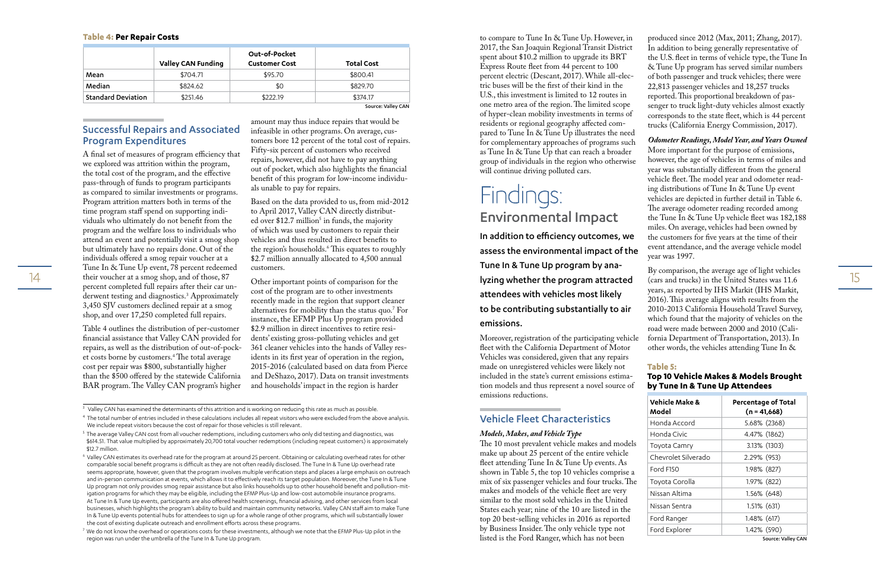**Table 4: Per Repair Costs**

| | Valley CAN Funding | Out-of-Pocket Customer Cost | Total Cost |
|---|---|---|---|
| Mean | $704.71 | $95.70 | $800.41 |
| Median | $824.62 | $0 | $829.70 |
| Standard Deviation | $251.46 | $222.19 | $374.17 |

Source: Valley CAN

## Successful Repairs and Associated Program Expenditures

A final set of measures of program efficiency that we explored was attrition within the program, the total cost of the program, and the effective pass-through of funds to program participants as compared to similar investments or programs. Program attrition matters both in terms of the time program staff spend on supporting individuals who ultimately do not benefit from the program and the welfare loss to individuals who attend an event and potentially visit a smog shop but ultimately have no repairs done. Out of the individuals offered a smog repair voucher at a Tune In & Tune Up event, 78 percent redeemed their voucher at a smog shop, and of those, 87 percent completed full repairs after their car underwent testing and diagnostics.[3] Approximately 3,450 SJV customers declined repair at a smog shop, and over 17,250 completed full repairs.

Table 4 outlines the distribution of per-customer financial assistance that Valley CAN provided for repairs, as well as the distribution of out-of-pocket costs borne by customers.[4] The total average cost per repair was $800, substantially higher than the $500 offered by the statewide California BAR program. The Valley CAN program's higher amount may thus induce repairs that would be infeasible in other programs. On average, customers bore 12 percent of the total cost of repairs. Fifty-six percent of customers who received repairs, however, did not have to pay anything out of pocket, which also highlights the financial benefit of this program for low-income individuals unable to pay for repairs.

Based on the data provided to us, from mid-2012 to April 2017, Valley CAN directly distributed over $12.7 million[5] in funds, the majority of which was used by customers to repair their vehicles and thus resulted in direct benefits to the region's households.[6] This equates to roughly $2.7 million annually allocated to 4,500 annual customers.

Other important points of comparison for the cost of the program are to other investments recently made in the region that support cleaner alternatives for mobility than the status quo.[7] For instance, the EFMP Plus Up program provided $2.9 million in direct incentives to retire residents' existing gross-polluting vehicles and get 361 cleaner vehicles into the hands of Valley residents in its first year of operation in the region, 2015-2016 (calculated based on data from Pierce and DeShazo, 2017). Data on transit investments and households' impact in the region is harder to compare to Tune In & Tune Up. However, in 2017, the San Joaquin Regional Transit District spent about $10.2 million to upgrade its BRT Express Route fleet from 44 percent to 100 percent electric (Descant, 2017). While all-electric buses will be the first of their kind in the U.S., this investment is limited to 12 routes in one metro area of the region. The limited scope of hyper-clean mobility investments in terms of residents or regional geography affected compared to Tune In & Tune Up illustrates the need for complementary approaches of programs such as Tune In & Tune Up that can reach a broader group of individuals in the region who otherwise will continue driving polluted cars.

[3] Valley CAN has examined the determinants of this attrition and is working on reducing this rate as much as possible.

[4] The total number of entries included in these calculations includes all repeat visitors who were excluded from the above analysis. We include repeat visitors because the cost of repair for those vehicles is still relevant.

[5] The average Valley CAN cost from all voucher redemptions, including customers who only did testing and diagnostics, was $614.51. That value multiplied by approximately 20,700 total voucher redemptions (including repeat customers) is approximately $12.7 million.

[6] Valley CAN estimates its overhead rate for the program at around 25 percent. Obtaining or calculating overhead rates for other comparable social benefit programs is difficult as they are not often readily disclosed. The Tune In & Tune Up overhead rate seems appropriate, however, given that the program involves multiple verification steps and places a large emphasis on outreach and in-person communication at events, which allows it to effectively reach its target population. Moreover, the Tune In & Tune Up program not only provides smog repair assistance but also links households up to other household benefit and pollution-mitigation programs for which they may be eligible, including the EFMP Plus-Up and low-cost automobile insurance programs. At Tune In & Tune Up events, participants are also offered health screenings, financial advising, and other services from local businesses, which highlights the program's ability to build and maintain community networks. Valley CAN staff aim to make Tune In & Tune Up events potential hubs for attendees to sign up for a whole range of other programs, which will substantially lower the cost of existing duplicate outreach and enrollment efforts across these programs.

[7] We do not know the overhead or operations costs for these investments, although we note that the EFMP Plus-Up pilot in the region was run under the umbrella of the Tune In & Tune Up program.

# Findings:

## Environmental Impact

**In addition to efficiency outcomes, we assess the environmental impact of the Tune In & Tune Up program by analyzing whether the program attracted attendees with vehicles most likely to be contributing substantially to air emissions.**

Moreover, registration of the participating vehicle fleet with the California Department of Motor Vehicles was considered, given that any repairs made on unregistered vehicles were likely not included in the state's current emissions estimation models and thus represent a novel source of emissions reductions.

## Vehicle Fleet Characteristics

***Models, Makes, and Vehicle Type***

The 10 most prevalent vehicle makes and models make up about 25 percent of the entire vehicle fleet attending Tune In & Tune Up events. As shown in Table 5, the top 10 vehicles comprise a mix of six passenger vehicles and four trucks. The makes and models of the vehicle fleet are very similar to the most sold vehicles in the United States each year; nine of the 10 are listed in the top 20 best-selling vehicles in 2016 as reported by Business Insider. The only vehicle type not listed is the Ford Ranger, which has not been produced since 2012 (Max, 2011; Zhang, 2017). In addition to being generally representative of the U.S. fleet in terms of vehicle type, the Tune In & Tune Up program has served similar numbers of both passenger and truck vehicles; there were 22,813 passenger vehicles and 18,257 trucks reported. This proportional breakdown of passenger to truck light-duty vehicles almost exactly corresponds to the state fleet, which is 44 percent trucks (California Energy Commission, 2017).

***Odometer Readings, Model Year, and Years Owned***

More important for the purpose of emissions, however, the age of vehicles in terms of miles and year was substantially different from the general vehicle fleet. The model year and odometer reading distributions of Tune In & Tune Up event vehicles are depicted in further detail in Table 6. The average odometer reading recorded among the Tune In & Tune Up vehicle fleet was 182,188 miles. On average, vehicles had been owned by the customers for five years at the time of their event attendance, and the average vehicle model year was 1997.

By comparison, the average age of light vehicles (cars and trucks) in the United States was 11.6 years, as reported by IHS Markit (IHS Markit, 2016). This average aligns with results from the 2010-2013 California Household Travel Survey, which found that the majority of vehicles on the road were made between 2000 and 2010 (California Department of Transportation, 2013). In other words, the vehicles attending Tune In &

**Table 5: Top 10 Vehicle Makes & Models Brought by Tune In & Tune Up Attendees**

| Vehicle Make & Model | Percentage of Total (n = 41,668) |
|---|---|
| Honda Accord | 5.68% (2368) |
| Honda Civic | 4.47% (1862) |
| Toyota Camry | 3.13% (1303) |
| Chevrolet Silverado | 2.29% (953) |
| Ford F150 | 1.98% (827) |
| Toyota Corolla | 1.97% (822) |
| Nissan Altima | 1.56% (648) |
| Nissan Sentra | 1.51% (631) |
| Ford Ranger | 1.48% (617) |
| Ford Explorer | 1.42% (590) |

Source: Valley CAN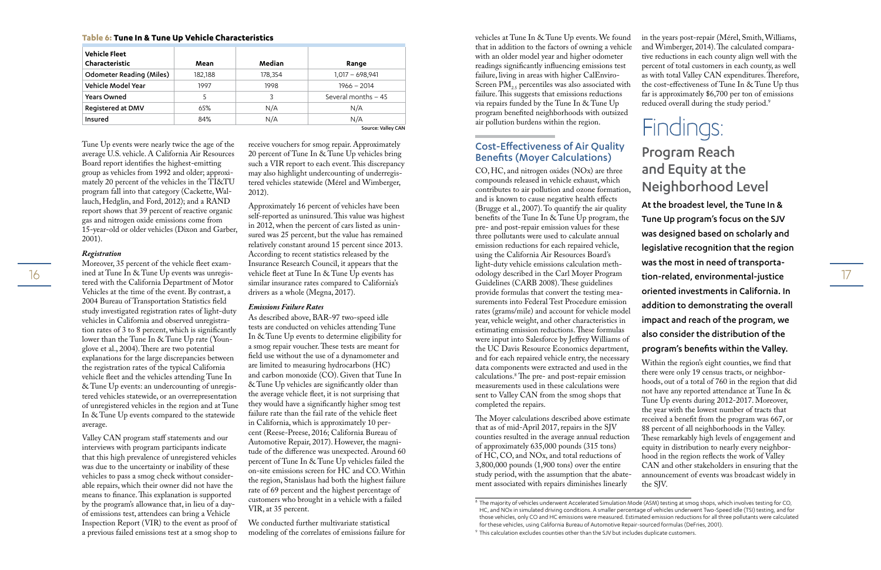**Table 6: Tune In & Tune Up Vehicle Characteristics**

| Vehicle Fleet Characteristic | Mean | Median | Range |
|---|---|---|---|
| Odometer Reading (Miles) | 182,188 | 178,354 | 1,017 – 698,941 |
| Vehicle Model Year | 1997 | 1998 | 1966 – 2014 |
| Years Owned | 5 | 3 | Several months – 45 |
| Registered at DMV | 65% | N/A | N/A |
| Insured | 84% | N/A | N/A |

Source: Valley CAN

Tune Up events were nearly twice the age of the average U.S. vehicle. A California Air Resources Board report identifies the highest-emitting group as vehicles from 1992 and older; approximately 20 percent of the vehicles in the TI&TU program fall into that category (Cackette, Wallauch, Hedglin, and Ford, 2012); and a RAND report shows that 39 percent of reactive organic gas and nitrogen oxide emissions come from 15-year-old or older vehicles (Dixon and Garber, 2001).

*Registration*

Moreover, 35 percent of the vehicle fleet examined at Tune In & Tune Up events was unregistered with the California Department of Motor Vehicles at the time of the event. By contrast, a 2004 Bureau of Transportation Statistics field study investigated registration rates of light-duty vehicles in California and observed unregistration rates of 3 to 8 percent, which is significantly lower than the Tune In & Tune Up rate (Youngglove et al., 2004). There are two potential explanations for the large discrepancies between the registration rates of the typical California vehicle fleet and the vehicles attending Tune In & Tune Up events: an undercounting of unregistered vehicles statewide, or an overrepresentation of unregistered vehicles in the region and at Tune In & Tune Up events compared to the statewide average.

Valley CAN program staff statements and our interviews with program participants indicate that this high prevalence of unregistered vehicles was due to the uncertainty or inability of these vehicles to pass a smog check without considerable repairs, which their owner did not have the means to finance. This explanation is supported by the program's allowance that, in lieu of a day-of emissions test, attendees can bring a Vehicle Inspection Report (VIR) to the event as proof of a previous failed emissions test at a smog shop to receive vouchers for smog repair. Approximately 20 percent of Tune In & Tune Up vehicles bring such a VIR report to each event. This discrepancy may also highlight undercounting of underregistered vehicles statewide (Mérel and Wimberger, 2012).

Approximately 16 percent of vehicles have been self-reported as uninsured. This value was highest in 2012, when the percent of cars listed as uninsured was 25 percent, but the value has remained relatively constant around 15 percent since 2013. According to recent statistics released by the Insurance Research Council, it appears that the vehicle fleet at Tune In & Tune Up events has similar insurance rates compared to California's drivers as a whole (Megna, 2017).

*Emissions Failure Rates*

As described above, BAR-97 two-speed idle tests are conducted on vehicles attending Tune In & Tune Up events to determine eligibility for a smog repair voucher. These tests are meant for field use without the use of a dynamometer and are limited to measuring hydrocarbons (HC) and carbon monoxide (CO). Given that Tune In & Tune Up vehicles are significantly older than the average vehicle fleet, it is not surprising that they would have a significantly higher smog test failure rate than the fail rate of the vehicle fleet in California, which is approximately 10 percent (Reese-Preese, 2016; California Bureau of Automotive Repair, 2017). However, the magnitude of the difference was unexpected. Around 60 percent of Tune In & Tune Up vehicles failed the on-site emissions screen for HC and CO. Within the region, Stanislaus had both the highest failure rate of 69 percent and the highest percentage of customers who brought in a vehicle with a failed VIR, at 35 percent.

We conducted further multivariate statistical modeling of the correlates of emissions failure for vehicles at Tune In & Tune Up events. We found that in addition to the factors of owning a vehicle with an older model year and higher odometer readings significantly influencing emissions test failure, living in areas with higher CalEnviroScreen $PM_{2.5}$ percentiles was also associated with failure. This suggests that emissions reductions via repairs funded by the Tune In & Tune Up program benefited neighborhoods with outsized air pollution burdens within the region.

## Cost-Effectiveness of Air Quality Benefits (Moyer Calculations)

CO, HC, and nitrogen oxides (NOx) are three compounds released in vehicle exhaust, which contributes to air pollution and ozone formation, and is known to cause negative health effects (Brugge et al., 2007). To quantify the air quality benefits of the Tune In & Tune Up program, the pre- and post-repair emission values for these three pollutants were used to calculate annual emission reductions for each repaired vehicle, using the California Air Resources Board's light-duty vehicle emissions calculation methodology described in the Carl Moyer Program Guidelines (CARB 2008). These guidelines provide formulas that convert the testing measurements into Federal Test Procedure emission rates (grams/mile) and account for vehicle model year, vehicle weight, and other characteristics in estimating emission reductions. These formulas were input into Salesforce by Jeffrey Williams of the UC Davis Resource Economics department, and for each repaired vehicle entry, the necessary data components were extracted and used in the calculations.[8] The pre- and post-repair emission measurements used in these calculations were sent to Valley CAN from the smog shops that completed the repairs.

The Moyer calculations described above estimate that as of mid-April 2017, repairs in the SJV counties resulted in the average annual reduction of approximately 635,000 pounds (315 tons) of HC, CO, and NOx, and total reductions of 3,800,000 pounds (1,900 tons) over the entire study period, with the assumption that the abatement associated with repairs diminishes linearly in the years post-repair (Mérel, Smith, Williams, and Wimberger, 2014). The calculated comparative reductions in each county align well with the percent of total customers in each county, as well as with total Valley CAN expenditures. Therefore, the cost-effectiveness of Tune In & Tune Up thus far is approximately $6,700 per ton of emissions reduced overall during the study period.[9]

# Findings:

## Program Reach and Equity at the Neighborhood Level

**At the broadest level, the Tune In & Tune Up program's focus on the SJV was designed based on scholarly and legislative recognition that the region was the most in need of transportation-related, environmental-justice oriented investments in California. In addition to demonstrating the overall impact and reach of the program, we also consider the distribution of the program's benefits within the Valley.**

Within the region's eight counties, we find that there were only 19 census tracts, or neighborhoods, out of a total of 760 in the region that did not have any reported attendance at Tune In & Tune Up events during 2012-2017. Moreover, the year with the lowest number of tracts that received a benefit from the program was 667, or 88 percent of all neighborhoods in the Valley. These remarkably high levels of engagement and equity in distribution to nearly every neighborhood in the region reflects the work of Valley CAN and other stakeholders in ensuring that the announcement of events was broadcast widely in the SJV.

[8] The majority of vehicles underwent Accelerated Simulation Mode (ASM) testing at smog shops, which involves testing for CO, HC, and NOx in simulated driving conditions. A smaller percentage of vehicles underwent Two-Speed Idle (TSI) testing, and for those vehicles, only CO and HC emissions were measured. Estimated emission reductions for all three pollutants were calculated for these vehicles, using California Bureau of Automotive Repair-sourced formulas (DeFries, 2001).

[9] This calculation excludes counties other than the SJV but includes duplicate customers.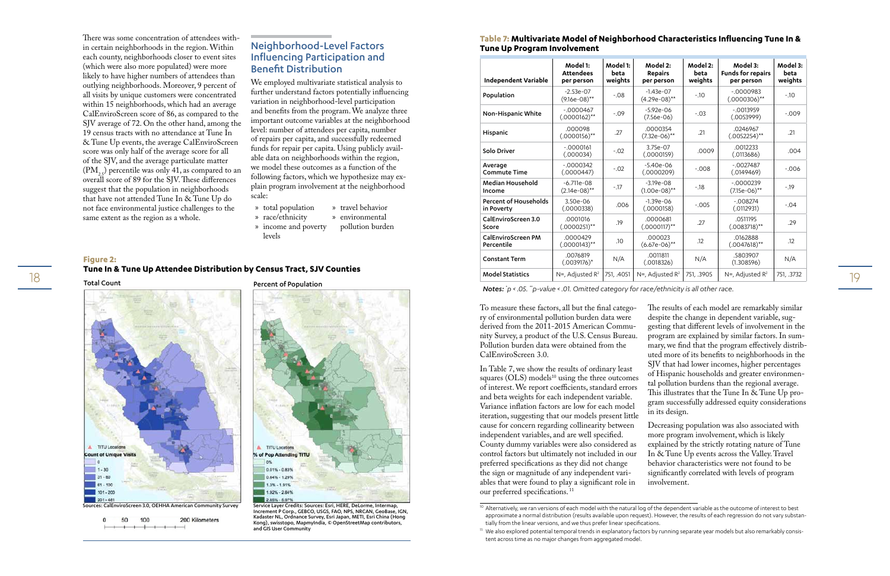There was some concentration of attendees within certain neighborhoods in the region. Within each county, neighborhoods closer to event sites (which were also more populated) were more likely to have higher numbers of attendees than outlying neighborhoods. Moreover, 9 percent of all visits by unique customers were concentrated within 15 neighborhoods, which had an average CalEnviroScreen score of 86, as compared to the SJV average of 72. On the other hand, among the 19 census tracts with no attendance at Tune In & Tune Up events, the average CalEnviroScreen score was only half of the average score for all of the SJV, and the average particulate matter ($PM_{2.5}$) percentile was only 41, as compared to an overall score of 89 for the SJV. These differences suggest that the population in neighborhoods that have not attended Tune In & Tune Up do not face environmental justice challenges to the same extent as the region as a whole.

## Neighborhood-Level Factors Influencing Participation and Benefit Distribution

We employed multivariate statistical analysis to further understand factors potentially influencing variation in neighborhood-level participation and benefits from the program. We analyze three important outcome variables at the neighborhood level: number of attendees per capita, number of repairs per capita, and successfully redeemed funds for repair per capita. Using publicly available data on neighborhoods within the region, we model these outcomes as a function of the following factors, which we hypothesize may explain program involvement at the neighborhood scale:

- total population
- race/ethnicity
- income and poverty levels
- travel behavior
- environmental pollution burden

**Figure 2:**
**Tune In & Tune Up Attendee Distribution by Census Tract, SJV Counties**

Total Count

TITU Locations
Count of Unique Visits
0
1 - 30
31 - 60
61 - 100
101 - 200
201 - 461

Sources: CalEnviroScreen 3.0, OEHHA American Community Survey

0 50 100 200 Kilometers

Percent of Population

TITU Locations
% of Pop Attending TITU
0%
0.01% - 0.63%
0.64% - 1.29%
1.3% - 1.91%
1.92% - 2.84%
2.85% - 6.97%

Service Layer Credits: Sources: Esri, HERE, DeLorme, Intermap, Increment P Corp., GEBCO, USGS, FAO, NPS, NRCAN, GeoBase, IGN, Kadaster NL, Ordnance Survey, Esri Japan, METI, Esri China (Hong Kong), swisstopo, MapmyIndia, © OpenStreetMap contributors, and GIS User Community

### Table 7: Multivariate Model of Neighborhood Characteristics Influencing Tune In & Tune Up Program Involvement

| Independent Variable | Model 1: Attendees per person | Model 1: beta weights | Model 2: Repairs per person | Model 2: beta weights | Model 3: Funds for repairs per person | Model 3: beta weights |
|---|---|---|---|---|---|---|
| Population | -2.53e-07 (9.16e-08)** | -.08 | -1.43e-07 (4.29e-08)** | -.10 | -.0000983 (.0000306)** | -.10 |
| Non-Hispanic White | -.0000467 (.0000162)** | -.09 | -5.92e-06 (7.56e-06) | -.03 | -.0013959 (.0053999) | -.009 |
| Hispanic | .000098 (.0000156)** | .27 | .0000354 (7.32e-06)** | .21 | .0246967 (.0052254)** | .21 |
| Solo Driver | -.0000161 (.000034) | -.02 | 3.75e-07 (.0000159) | .0009 | .0012233 (.0113686) | .004 |
| Average Commute Time | -.0000342 (.0000447) | -.02 | -5.40e-06 (.0000209) | -.008 | -.0027487 (.0149469) | -.006 |
| Median Household Income | -6.711e-08 (2.14e-08)** | -.17 | -3.19e-08 (1.00e-08)** | -.18 | -.0000239 (7.15e-06)** | -.19 |
| Percent of Households in Poverty | 3.50e-06 (.0000338) | .006 | -1.39e-06 (.0000158) | -.005 | -.008274 (.0112931) | -.04 |
| CalEnviroScreen 3.0 Score | .0001016 (.0000251)** | .19 | .0000681 (.0000117)** | .27 | .0511195 (.0083718)** | .29 |
| CalEnviroScreen PM Percentile | .0000429 (.0000143)** | .10 | .000023 (6.67e-06)** | .12 | .0162888 (.0047618)** | .12 |
| Constant Term | .0076819 (.0039176)* | N/A | .0011811 (.0018326) | N/A | .5803907 (1.308596) | N/A |
| Model Statistics | N=, Adjusted $R^2$ | 751, .4051 | N=, Adjusted $R^2$ | 751, .3905 | N=, Adjusted $R^2$ | 751, .3732 |

*Notes: *p < .05. **p-value < .01. Omitted category for race/ethnicity is all other race.*

To measure these factors, all but the final category of environmental pollution burden data were derived from the 2011-2015 American Community Survey, a product of the U.S. Census Bureau. Pollution burden data were obtained from the CalEnviroScreen 3.0.

In Table 7, we show the results of ordinary least squares (OLS) models[10] using the three outcomes of interest. We report coefficients, standard errors and beta weights for each independent variable. Variance inflation factors are low for each model iteration, suggesting that our models present little cause for concern regarding collinearity between independent variables, and are well specified. County dummy variables were also considered as control factors but ultimately not included in our preferred specifications as they did not change the sign or magnitude of any independent variables that were found to play a significant role in our preferred specifications.[11]

The results of each model are remarkably similar despite the change in dependent variable, suggesting that different levels of involvement in the program are explained by similar factors. In summary, we find that the program effectively distributed more of its benefits to neighborhoods in the SJV that had lower incomes, higher percentages of Hispanic households and greater environmental pollution burdens than the regional average. This illustrates that the Tune In & Tune Up program successfully addressed equity considerations in its design.

Decreasing population was also associated with more program involvement, which is likely explained by the strictly rotating nature of Tune In & Tune Up events across the Valley. Travel behavior characteristics were not found to be significantly correlated with levels of program involvement.

[10] Alternatively, we ran versions of each model with the natural log of the dependent variable as the outcome of interest to best approximate a normal distribution (results available upon request). However, the results of each regression do not vary substantially from the linear versions, and we thus prefer linear specifications.

[11] We also explored potential temporal trends in explanatory factors by running separate year models but also remarkably consistent across time as no major changes from aggregated model.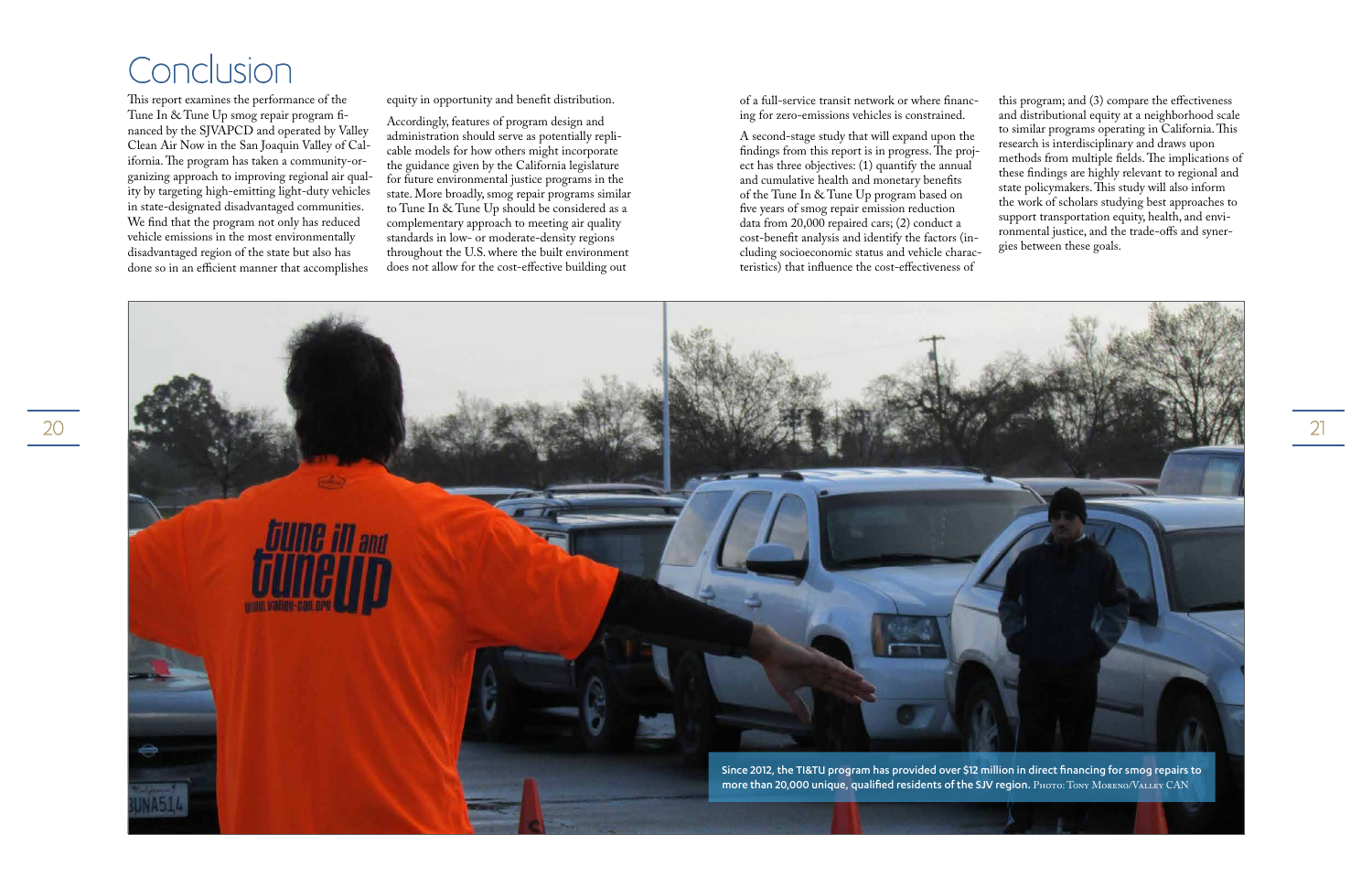# Conclusion

This report examines the performance of the Tune In & Tune Up smog repair program financed by the SJVAPCD and operated by Valley Clean Air Now in the San Joaquin Valley of California. The program has taken a community-organizing approach to improving regional air quality by targeting high-emitting light-duty vehicles in state-designated disadvantaged communities. We find that the program not only has reduced vehicle emissions in the most environmentally disadvantaged region of the state but also has done so in an efficient manner that accomplishes equity in opportunity and benefit distribution.

Accordingly, features of program design and administration should serve as potentially replicable models for how others might incorporate the guidance given by the California legislature for future environmental justice programs in the state. More broadly, smog repair programs similar to Tune In & Tune Up should be considered as a complementary approach to meeting air quality standards in low- or moderate-density regions throughout the U.S. where the built environment does not allow for the cost-effective building out of a full-service transit network or where financing for zero-emissions vehicles is constrained.

A second-stage study that will expand upon the findings from this report is in progress. The project has three objectives: (1) quantify the annual and cumulative health and monetary benefits of the Tune In & Tune Up program based on five years of smog repair emission reduction data from 20,000 repaired cars; (2) conduct a cost-benefit analysis and identify the factors (including socioeconomic status and vehicle characteristics) that influence the cost-effectiveness of this program; and (3) compare the effectiveness and distributional equity at a neighborhood scale to similar programs operating in California. This research is interdisciplinary and draws upon methods from multiple fields. The implications of these findings are highly relevant to regional and state policymakers. This study will also inform the work of scholars studying best approaches to support transportation equity, health, and environmental justice, and the trade-offs and synergies between these goals.

**Since 2012, the TI&TU program has provided over $12 million in direct financing for smog repairs to more than 20,000 unique, qualified residents of the SJV region.** Photo: Tony Moreno/Valley CAN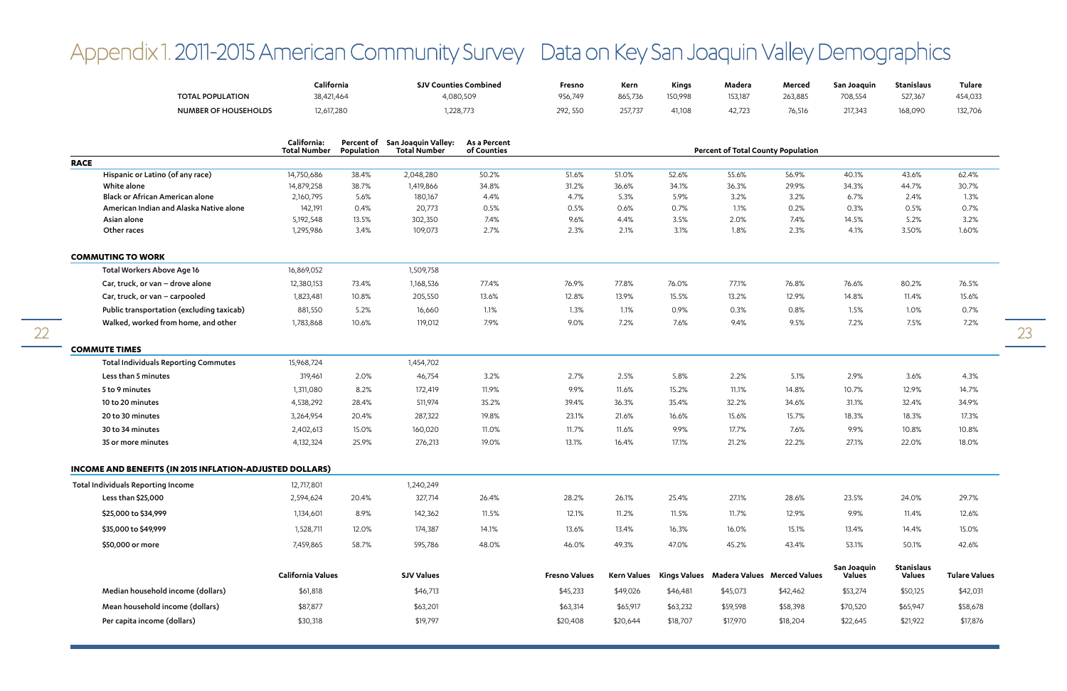# Appendix 1. 2011-2015 American Community Survey Data on Key San Joaquin Valley Demographics

| | California | SJV Counties Combined | Fresno | Kern | Kings | Madera | Merced | San Joaquin | Stanislaus | Tulare |
|---|---|---|---|---|---|---|---|---|---|---|
| TOTAL POPULATION | 38,421,464 | 4,080,509 | 956,749 | 865,736 | 150,998 | 153,187 | 263,885 | 708,554 | 527,367 | 454,033 |
| NUMBER OF HOUSEHOLDS | 12,617,280 | 1,228,773 | 292, 550 | 257,737 | 41,108 | 42,723 | 76,516 | 217,343 | 168,090 | 132,706 |

| | California: Total Number | Percent of Population | San Joaquin Valley: Total Number | As a Percent of Counties | Percent of Total County Population | | | | | | | |
|---|---|---|---|---|---|---|---|---|---|---|---|---|
| | | | | | Fresno | Kern | Kings | Madera | Merced | San Joaquin | Stanislaus | Tulare |
| **RACE** | | | | | | | | | | | | |
| Hispanic or Latino (of any race) | 14,750,686 | 38.4% | 2,048,280 | 50.2% | 51.6% | 51.0% | 52.6% | 55.6% | 56.9% | 40.1% | 43.6% | 62.4% |
| White alone | 14,879,258 | 38.7% | 1,419,866 | 34.8% | 31.2% | 36.6% | 34.1% | 36.3% | 29.9% | 34.3% | 44.7% | 30.7% |
| Black or African American alone | 2,160,795 | 5.6% | 180,167 | 4.4% | 4.7% | 5.3% | 5.9% | 3.2% | 3.2% | 6.7% | 2.4% | 1.3% |
| American Indian and Alaska Native alone | 142,191 | 0.4% | 20,773 | 0.5% | 0.5% | 0.6% | 0.7% | 1.1% | 0.2% | 0.3% | 0.5% | 0.7% |
| Asian alone | 5,192,548 | 13.5% | 302,350 | 7.4% | 9.6% | 4.4% | 3.5% | 2.0% | 7.4% | 14.5% | 5.2% | 3.2% |
| Other races | 1,295,986 | 3.4% | 109,073 | 2.7% | 2.3% | 2.1% | 3.1% | 1.8% | 2.3% | 4.1% | 3.50% | 1.60% |
| **COMMUTING TO WORK** | | | | | | | | | | | | |
| Total Workers Above Age 16 | 16,869,052 | | 1,509,758 | | | | | | | | | |
| Car, truck, or van – drove alone | 12,380,153 | 73.4% | 1,168,536 | 77.4% | 76.9% | 77.8% | 76.0% | 77.1% | 76.8% | 76.6% | 80.2% | 76.5% |
| Car, truck, or van – carpooled | 1,823,481 | 10.8% | 205,550 | 13.6% | 12.8% | 13.9% | 15.5% | 13.2% | 12.9% | 14.8% | 11.4% | 15.6% |
| Public transportation (excluding taxicab) | 881,550 | 5.2% | 16,660 | 1.1% | 1.3% | 1.1% | 0.9% | 0.3% | 0.8% | 1.5% | 1.0% | 0.7% |
| Walked, worked from home, and other | 1,783,868 | 10.6% | 119,012 | 7.9% | 9.0% | 7.2% | 7.6% | 9.4% | 9.5% | 7.2% | 7.5% | 7.2% |
| **COMMUTE TIMES** | | | | | | | | | | | | |
| Total Individuals Reporting Commutes | 15,968,724 | | 1,454,702 | | | | | | | | | |
| Less than 5 minutes | 319,461 | 2.0% | 46,754 | 3.2% | 2.7% | 2.5% | 5.8% | 2.2% | 5.1% | 2.9% | 3.6% | 4.3% |
| 5 to 9 minutes | 1,311,080 | 8.2% | 172,419 | 11.9% | 9.9% | 11.6% | 15.2% | 11.1% | 14.8% | 10.7% | 12.9% | 14.7% |
| 10 to 20 minutes | 4,538,292 | 28.4% | 511,974 | 35.2% | 39.4% | 36.3% | 35.4% | 32.2% | 34.6% | 31.1% | 32.4% | 34.9% |
| 20 to 30 minutes | 3,264,954 | 20.4% | 287,322 | 19.8% | 23.1% | 21.6% | 16.6% | 15.6% | 15.7% | 18.3% | 18.3% | 17.3% |
| 30 to 34 minutes | 2,402,613 | 15.0% | 160,020 | 11.0% | 11.7% | 11.6% | 9.9% | 17.7% | 7.6% | 9.9% | 10.8% | 10.8% |
| 35 or more minutes | 4,132,324 | 25.9% | 276,213 | 19.0% | 13.1% | 16.4% | 17.1% | 21.2% | 22.2% | 27.1% | 22.0% | 18.0% |
| **INCOME AND BENEFITS (IN 2015 INFLATION-ADJUSTED DOLLARS)** | | | | | | | | | | | | |
| Total Individuals Reporting Income | 12,717,801 | | 1,240,249 | | | | | | | | | |
| Less than $25,000 | 2,594,624 | 20.4% | 327,714 | 26.4% | 28.2% | 26.1% | 25.4% | 27.1% | 28.6% | 23.5% | 24.0% | 29.7% |
| $25,000 to $34,999 | 1,134,601 | 8.9% | 142,362 | 11.5% | 12.1% | 11.2% | 11.5% | 11.7% | 12.9% | 9.9% | 11.4% | 12.6% |
| $35,000 to $49,999 | 1,528,711 | 12.0% | 174,387 | 14.1% | 13.6% | 13.4% | 16.3% | 16.0% | 15.1% | 13.4% | 14.4% | 15.0% |
| $50,000 or more | 7,459,865 | 58.7% | 595,786 | 48.0% | 46.0% | 49.3% | 47.0% | 45.2% | 43.4% | 53.1% | 50.1% | 42.6% |

| | California Values | SJV Values | Fresno Values | Kern Values | Kings Values | Madera Values | Merced Values | San Joaquin Values | Stanislaus Values | Tulare Values |
|---|---|---|---|---|---|---|---|---|---|---|
| Median household income (dollars) | $61,818 | $46,713 | $45,233 | $49,026 | $46,481 | $45,073 | $42,462 | $53,274 | $50,125 | $42,031 |
| Mean household income (dollars) | $87,877 | $63,201 | $63,314 | $65,917 | $63,232 | $59,598 | $58,398 | $70,520 | $65,947 | $58,678 |
| Per capita income (dollars) | $30,318 | $19,797 | $20,408 | $20,644 | $18,707 | $17,970 | $18,204 | $22,645 | $21,922 | $17,876 |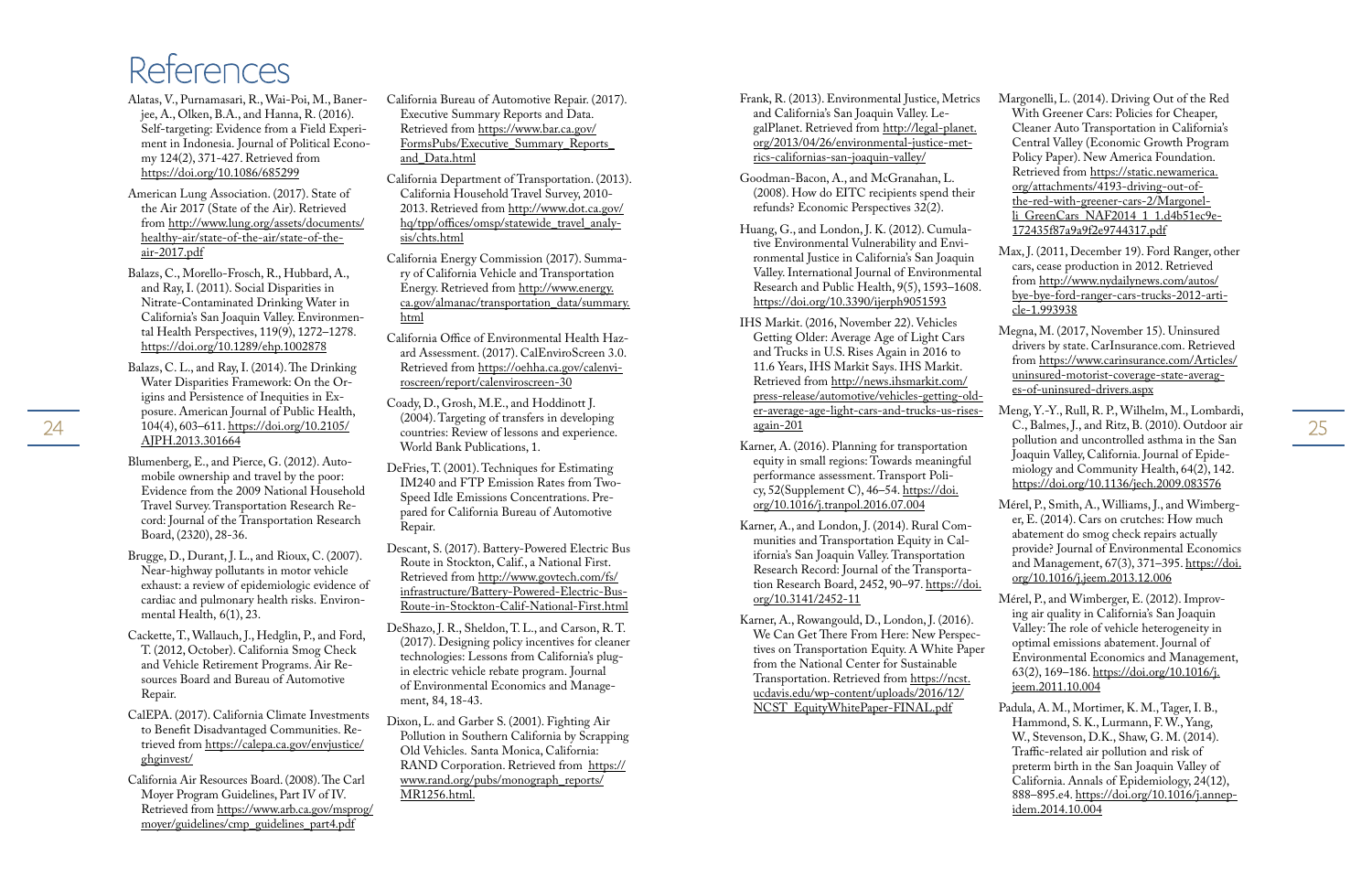# References

Alatas, V., Purnamasari, R., Wai-Poi, M., Banerjee, A., Olken, B.A., and Hanna, R. (2016). Self-targeting: Evidence from a Field Experiment in Indonesia. Journal of Political Economy 124(2), 371-427. Retrieved from https://doi.org/10.1086/685299

American Lung Association. (2017). State of the Air 2017 (State of the Air). Retrieved from http://www.lung.org/assets/documents/healthy-air/state-of-the-air/state-of-the-air-2017.pdf

Balazs, C., Morello-Frosch, R., Hubbard, A., and Ray, I. (2011). Social Disparities in Nitrate-Contaminated Drinking Water in California's San Joaquin Valley. Environmental Health Perspectives, 119(9), 1272–1278. https://doi.org/10.1289/ehp.1002878

Balazs, C. L., and Ray, I. (2014). The Drinking Water Disparities Framework: On the Origins and Persistence of Inequities in Exposure. American Journal of Public Health, 104(4), 603–611. https://doi.org/10.2105/AJPH.2013.301664

Blumenberg, E., and Pierce, G. (2012). Automobile ownership and travel by the poor: Evidence from the 2009 National Household Travel Survey. Transportation Research Record: Journal of the Transportation Research Board, (2320), 28-36.

Brugge, D., Durant, J. L., and Rioux, C. (2007). Near-highway pollutants in motor vehicle exhaust: a review of epidemiologic evidence of cardiac and pulmonary health risks. Environmental Health, 6(1), 23.

Cackette, T., Wallauch, J., Hedglin, P., and Ford, T. (2012, October). California Smog Check and Vehicle Retirement Programs. Air Resources Board and Bureau of Automotive Repair.

CalEPA. (2017). California Climate Investments to Benefit Disadvantaged Communities. Retrieved from https://calepa.ca.gov/envjustice/ghginvest/

California Air Resources Board. (2008). The Carl Moyer Program Guidelines, Part IV of IV. Retrieved from https://www.arb.ca.gov/msprog/moyer/guidelines/cmp_guidelines_part4.pdf

California Bureau of Automotive Repair. (2017). Executive Summary Reports and Data. Retrieved from https://www.bar.ca.gov/FormsPubs/Executive_Summary_Reports_and_Data.html

California Department of Transportation. (2013). California Household Travel Survey, 2010-2013. Retrieved from http://www.dot.ca.gov/hq/tpp/offices/omsp/statewide_travel_analysis/chts.html

California Energy Commission (2017). Summary of California Vehicle and Transportation Energy. Retrieved from http://www.energy.ca.gov/almanac/transportation_data/summary.html

California Office of Environmental Health Hazard Assessment. (2017). CalEnviroScreen 3.0. Retrieved from https://oehha.ca.gov/calenviroscreen/report/calenviroscreen-30

Coady, D., Grosh, M.E., and Hoddinott J. (2004). Targeting of transfers in developing countries: Review of lessons and experience. World Bank Publications, 1.

DeFries, T. (2001). Techniques for Estimating IM240 and FTP Emission Rates from Two-Speed Idle Emissions Concentrations. Prepared for California Bureau of Automotive Repair.

Descant, S. (2017). Battery-Powered Electric Bus Route in Stockton, Calif., a National First. Retrieved from http://www.govtech.com/fs/infrastructure/Battery-Powered-Electric-Bus-Route-in-Stockton-Calif-National-First.html

DeShazo, J. R., Sheldon, T. L., and Carson, R. T. (2017). Designing policy incentives for cleaner technologies: Lessons from California's plug-in electric vehicle rebate program. Journal of Environmental Economics and Management, 84, 18-43.

Dixon, L. and Garber S. (2001). Fighting Air Pollution in Southern California by Scrapping Old Vehicles. Santa Monica, California: RAND Corporation. Retrieved from https://www.rand.org/pubs/monograph_reports/MR1256.html.

Frank, R. (2013). Environmental Justice, Metrics and California's San Joaquin Valley. LegalPlanet. Retrieved from http://legal-planet.org/2013/04/26/environmental-justice-metrics-californias-san-joaquin-valley/

Goodman-Bacon, A., and McGranahan, L. (2008). How do EITC recipients spend their refunds? Economic Perspectives 32(2).

Huang, G., and London, J. K. (2012). Cumulative Environmental Vulnerability and Environmental Justice in California's San Joaquin Valley. International Journal of Environmental Research and Public Health, 9(5), 1593–1608. https://doi.org/10.3390/ijerph9051593

IHS Markit. (2016, November 22). Vehicles Getting Older: Average Age of Light Cars and Trucks in U.S. Rises Again in 2016 to 11.6 Years, IHS Markit Says. IHS Markit. Retrieved from http://news.ihsmarkit.com/press-release/automotive/vehicles-getting-older-average-age-light-cars-and-trucks-us-rises-again-201

Karner, A. (2016). Planning for transportation equity in small regions: Towards meaningful performance assessment. Transport Policy, 52(Supplement C), 46–54. https://doi.org/10.1016/j.tranpol.2016.07.004

Karner, A., and London, J. (2014). Rural Communities and Transportation Equity in California's San Joaquin Valley. Transportation Research Record: Journal of the Transportation Research Board, 2452, 90–97. https://doi.org/10.3141/2452-11

Karner, A., Rowangould, D., London, J. (2016). We Can Get There From Here: New Perspectives on Transportation Equity. A White Paper from the National Center for Sustainable Transportation. Retrieved from https://ncst.ucdavis.edu/wp-content/uploads/2016/12/NCST_EquityWhitePaper-FINAL.pdf

Margonelli, L. (2014). Driving Out of the Red With Greener Cars: Policies for Cheaper, Cleaner Auto Transportation in California's Central Valley (Economic Growth Program Policy Paper). New America Foundation. Retrieved from https://static.newamerica.org/attachments/4193-driving-out-of-the-red-with-greener-cars-2/Margonelli_GreenCars_NAF2014_1_1.d4b51ec9e172435f87a9a9f2e9744317.pdf

Max, J. (2011, December 19). Ford Ranger, other cars, cease production in 2012. Retrieved from http://www.nydailynews.com/autos/bye-bye-ford-ranger-cars-trucks-2012-article-1.993938

Megna, M. (2017, November 15). Uninsured drivers by state. CarInsurance.com. Retrieved from https://www.carinsurance.com/Articles/uninsured-motorist-coverage-state-averages-of-uninsured-drivers.aspx

Meng, Y.-Y., Rull, R. P., Wilhelm, M., Lombardi, C., Balmes, J., and Ritz, B. (2010). Outdoor air pollution and uncontrolled asthma in the San Joaquin Valley, California. Journal of Epidemiology and Community Health, 64(2), 142. https://doi.org/10.1136/jech.2009.083576

Mérel, P., Smith, A., Williams, J., and Wimberger, E. (2014). Cars on crutches: How much abatement do smog check repairs actually provide? Journal of Environmental Economics and Management, 67(3), 371–395. https://doi.org/10.1016/j.jeem.2013.12.006

Mérel, P., and Wimberger, E. (2012). Improving air quality in California's San Joaquin Valley: The role of vehicle heterogeneity in optimal emissions abatement. Journal of Environmental Economics and Management, 63(2), 169–186. https://doi.org/10.1016/j.jeem.2011.10.004

Padula, A. M., Mortimer, K. M., Tager, I. B., Hammond, S. K., Lurmann, F. W., Yang, W., Stevenson, D.K., Shaw, G. M. (2014). Traffic-related air pollution and risk of preterm birth in the San Joaquin Valley of California. Annals of Epidemiology, 24(12), 888–895.e4. https://doi.org/10.1016/j.annepidem.2014.10.004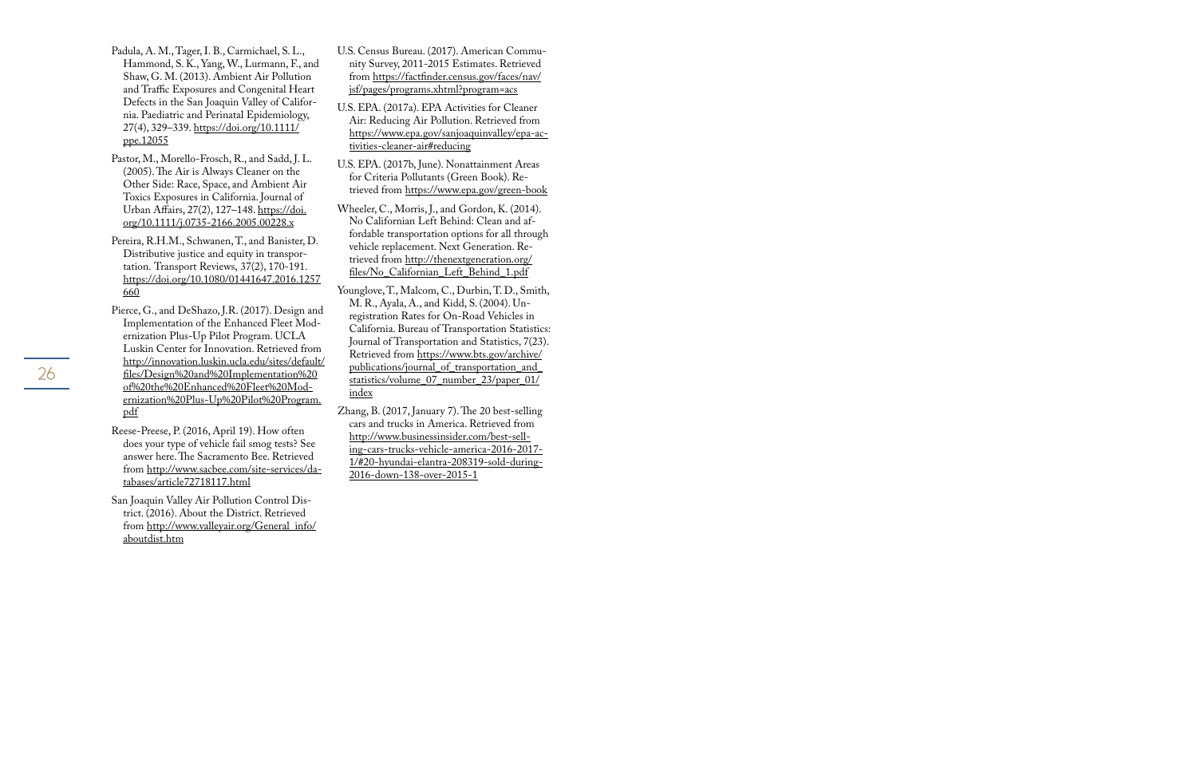Padula, A. M., Tager, I. B., Carmichael, S. L., Hammond, S. K., Yang, W., Lurmann, F., and Shaw, G. M. (2013). Ambient Air Pollution and Traffic Exposures and Congenital Heart Defects in the San Joaquin Valley of California. Paediatric and Perinatal Epidemiology, 27(4), 329–339. https://doi.org/10.1111/ppe.12055

Pastor, M., Morello-Frosch, R., and Sadd, J. L. (2005). The Air is Always Cleaner on the Other Side: Race, Space, and Ambient Air Toxics Exposures in California. Journal of Urban Affairs, 27(2), 127–148. https://doi.org/10.1111/j.0735-2166.2005.00228.x

Pereira, R.H.M., Schwanen, T., and Banister, D. Distributive justice and equity in transportation. Transport Reviews, 37(2), 170-191. https://doi.org/10.1080/01441647.2016.1257660

Pierce, G., and DeShazo, J.R. (2017). Design and Implementation of the Enhanced Fleet Modernization Plus-Up Pilot Program. UCLA Luskin Center for Innovation. Retrieved from http://innovation.luskin.ucla.edu/sites/default/files/Design%20and%20Implementation%20of%20the%20Enhanced%20Fleet%20Modernization%20Plus-Up%20Pilot%20Program.pdf

Reese-Preese, P. (2016, April 19). How often does your type of vehicle fail smog tests? See answer here. The Sacramento Bee. Retrieved from http://www.sacbee.com/site-services/databases/article72718117.html

San Joaquin Valley Air Pollution Control District. (2016). About the District. Retrieved from http://www.valleyair.org/General_info/aboutdist.htm

U.S. Census Bureau. (2017). American Community Survey, 2011-2015 Estimates. Retrieved from https://factfinder.census.gov/faces/nav/jsf/pages/programs.xhtml?program=acs

U.S. EPA. (2017a). EPA Activities for Cleaner Air: Reducing Air Pollution. Retrieved from https://www.epa.gov/sanjoaquinvalley/epa-activities-cleaner-air#reducing

U.S. EPA. (2017b, June). Nonattainment Areas for Criteria Pollutants (Green Book). Retrieved from https://www.epa.gov/green-book

Wheeler, C., Morris, J., and Gordon, K. (2014). No Californian Left Behind: Clean and affordable transportation options for all through vehicle replacement. Next Generation. Retrieved from http://thenextgeneration.org/files/No_Californian_Left_Behind_1.pdf

Younglove, T., Malcom, C., Durbin, T. D., Smith, M. R., Ayala, A., and Kidd, S. (2004). Unregistration Rates for On-Road Vehicles in California. Bureau of Transportation Statistics: Journal of Transportation and Statistics, 7(23). Retrieved from https://www.bts.gov/archive/publications/journal_of_transportation_and_statistics/volume_07_number_23/paper_01/index

Zhang, B. (2017, January 7). The 20 best-selling cars and trucks in America. Retrieved from http://www.businessinsider.com/best-selling-cars-trucks-vehicle-america-2016-2017-1/#20-hyundai-elantra-208319-sold-during-2016-down-138-over-2015-1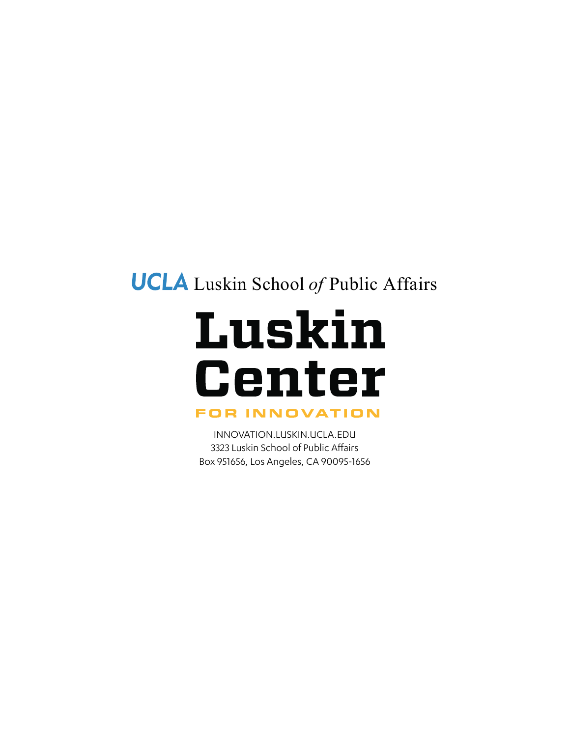UCLA Luskin School *of* Public Affairs

**Luskin Center**

**FOR INNOVATION**

INNOVATION.LUSKIN.UCLA.EDU
3323 Luskin School of Public Affairs
Box 951656, Los Angeles, CA 90095-1656